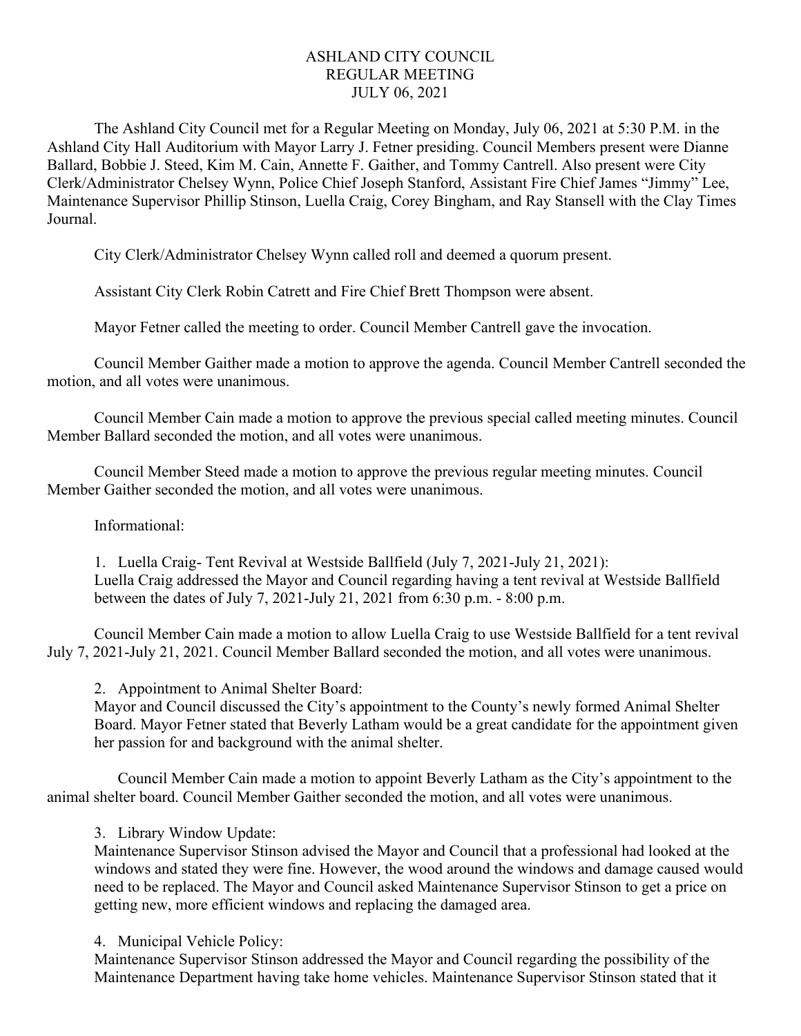# ASHLAND CITY COUNCIL
## REGULAR MEETING
## JULY 06, 2021

The Ashland City Council met for a Regular Meeting on Monday, July 06, 2021 at 5:30 P.M. in the Ashland City Hall Auditorium with Mayor Larry J. Fetner presiding. Council Members present were Dianne Ballard, Bobbie J. Steed, Kim M. Cain, Annette F. Gaither, and Tommy Cantrell. Also present were City Clerk/Administrator Chelsey Wynn, Police Chief Joseph Stanford, Assistant Fire Chief James "Jimmy" Lee, Maintenance Supervisor Phillip Stinson, Luella Craig, Corey Bingham, and Ray Stansell with the Clay Times Journal.

City Clerk/Administrator Chelsey Wynn called roll and deemed a quorum present.

Assistant City Clerk Robin Catrett and Fire Chief Brett Thompson were absent.

Mayor Fetner called the meeting to order. Council Member Cantrell gave the invocation.

Council Member Gaither made a motion to approve the agenda. Council Member Cantrell seconded the motion, and all votes were unanimous.

Council Member Cain made a motion to approve the previous special called meeting minutes. Council Member Ballard seconded the motion, and all votes were unanimous.

Council Member Steed made a motion to approve the previous regular meeting minutes. Council Member Gaither seconded the motion, and all votes were unanimous.

Informational:

1. Luella Craig- Tent Revival at Westside Ballfield (July 7, 2021-July 21, 2021):
   Luella Craig addressed the Mayor and Council regarding having a tent revival at Westside Ballfield between the dates of July 7, 2021-July 21, 2021 from 6:30 p.m. - 8:00 p.m.

Council Member Cain made a motion to allow Luella Craig to use Westside Ballfield for a tent revival July 7, 2021-July 21, 2021. Council Member Ballard seconded the motion, and all votes were unanimous.

2. Appointment to Animal Shelter Board:
   Mayor and Council discussed the City's appointment to the County's newly formed Animal Shelter Board. Mayor Fetner stated that Beverly Latham would be a great candidate for the appointment given her passion for and background with the animal shelter.

Council Member Cain made a motion to appoint Beverly Latham as the City's appointment to the animal shelter board. Council Member Gaither seconded the motion, and all votes were unanimous.

3. Library Window Update:
   Maintenance Supervisor Stinson advised the Mayor and Council that a professional had looked at the windows and stated they were fine. However, the wood around the windows and damage caused would need to be replaced. The Mayor and Council asked Maintenance Supervisor Stinson to get a price on getting new, more efficient windows and replacing the damaged area.

4. Municipal Vehicle Policy:
   Maintenance Supervisor Stinson addressed the Mayor and Council regarding the possibility of the Maintenance Department having take home vehicles. Maintenance Supervisor Stinson stated that it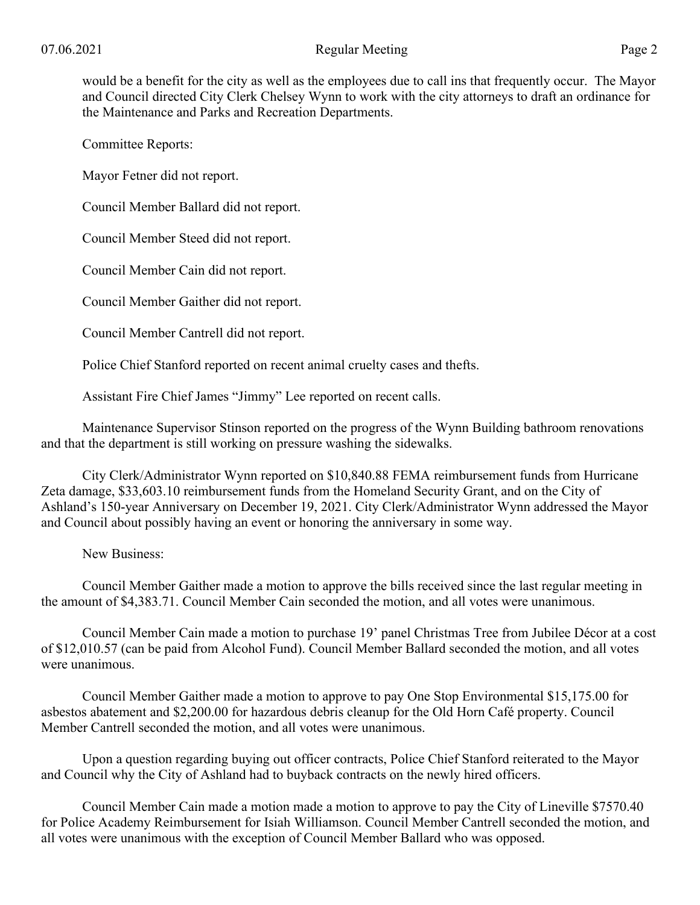would be a benefit for the city as well as the employees due to call ins that frequently occur. The Mayor and Council directed City Clerk Chelsey Wynn to work with the city attorneys to draft an ordinance for the Maintenance and Parks and Recreation Departments.

Committee Reports:

Mayor Fetner did not report.

Council Member Ballard did not report.

Council Member Steed did not report.

Council Member Cain did not report.

Council Member Gaither did not report.

Council Member Cantrell did not report.

Police Chief Stanford reported on recent animal cruelty cases and thefts.

Assistant Fire Chief James "Jimmy" Lee reported on recent calls.

Maintenance Supervisor Stinson reported on the progress of the Wynn Building bathroom renovations and that the department is still working on pressure washing the sidewalks.

City Clerk/Administrator Wynn reported on $10,840.88 FEMA reimbursement funds from Hurricane Zeta damage, $33,603.10 reimbursement funds from the Homeland Security Grant, and on the City of Ashland's 150-year Anniversary on December 19, 2021. City Clerk/Administrator Wynn addressed the Mayor and Council about possibly having an event or honoring the anniversary in some way.

New Business:

Council Member Gaither made a motion to approve the bills received since the last regular meeting in the amount of $4,383.71. Council Member Cain seconded the motion, and all votes were unanimous.

Council Member Cain made a motion to purchase 19' panel Christmas Tree from Jubilee Décor at a cost of $12,010.57 (can be paid from Alcohol Fund). Council Member Ballard seconded the motion, and all votes were unanimous.

Council Member Gaither made a motion to approve to pay One Stop Environmental $15,175.00 for asbestos abatement and $2,200.00 for hazardous debris cleanup for the Old Horn Café property. Council Member Cantrell seconded the motion, and all votes were unanimous.

Upon a question regarding buying out officer contracts, Police Chief Stanford reiterated to the Mayor and Council why the City of Ashland had to buyback contracts on the newly hired officers.

Council Member Cain made a motion made a motion to approve to pay the City of Lineville $7570.40 for Police Academy Reimbursement for Isiah Williamson. Council Member Cantrell seconded the motion, and all votes were unanimous with the exception of Council Member Ballard who was opposed.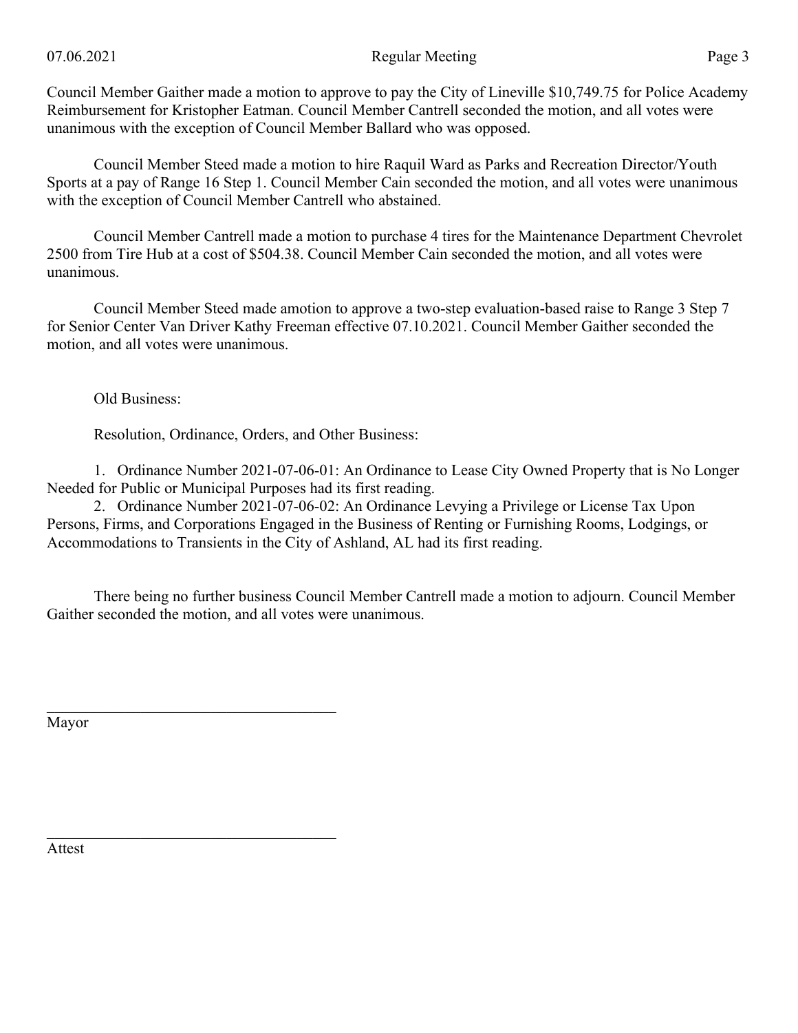Council Member Gaither made a motion to approve to pay the City of Lineville $10,749.75 for Police Academy Reimbursement for Kristopher Eatman. Council Member Cantrell seconded the motion, and all votes were unanimous with the exception of Council Member Ballard who was opposed.

Council Member Steed made a motion to hire Raquil Ward as Parks and Recreation Director/Youth Sports at a pay of Range 16 Step 1. Council Member Cain seconded the motion, and all votes were unanimous with the exception of Council Member Cantrell who abstained.

Council Member Cantrell made a motion to purchase 4 tires for the Maintenance Department Chevrolet 2500 from Tire Hub at a cost of $504.38. Council Member Cain seconded the motion, and all votes were unanimous.

Council Member Steed made amotion to approve a two-step evaluation-based raise to Range 3 Step 7 for Senior Center Van Driver Kathy Freeman effective 07.10.2021. Council Member Gaither seconded the motion, and all votes were unanimous.

Old Business:

Resolution, Ordinance, Orders, and Other Business:

1. Ordinance Number 2021-07-06-01: An Ordinance to Lease City Owned Property that is No Longer Needed for Public or Municipal Purposes had its first reading.
2. Ordinance Number 2021-07-06-02: An Ordinance Levying a Privilege or License Tax Upon Persons, Firms, and Corporations Engaged in the Business of Renting or Furnishing Rooms, Lodgings, or Accommodations to Transients in the City of Ashland, AL had its first reading.

There being no further business Council Member Cantrell made a motion to adjourn. Council Member Gaither seconded the motion, and all votes were unanimous.

\_\_\_\_\_\_\_\_\_\_\_\_\_\_\_\_\_\_\_\_\_\_\_\_\_\_\_\_\_\_\_\_\_\_\_\_\_\_

Mayor

\_\_\_\_\_\_\_\_\_\_\_\_\_\_\_\_\_\_\_\_\_\_\_\_\_\_\_\_\_\_\_\_\_\_\_\_\_\_

Attest